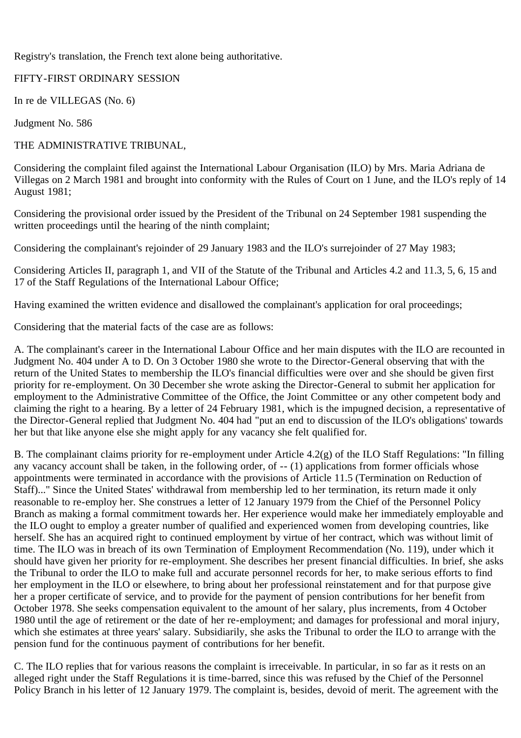Registry's translation, the French text alone being authoritative.

FIFTY-FIRST ORDINARY SESSION

In re de VILLEGAS (No. 6)

Judgment No. 586

THE ADMINISTRATIVE TRIBUNAL,

Considering the complaint filed against the International Labour Organisation (ILO) by Mrs. Maria Adriana de Villegas on 2 March 1981 and brought into conformity with the Rules of Court on 1 June, and the ILO's reply of 14 August 1981;

Considering the provisional order issued by the President of the Tribunal on 24 September 1981 suspending the written proceedings until the hearing of the ninth complaint;

Considering the complainant's rejoinder of 29 January 1983 and the ILO's surrejoinder of 27 May 1983;

Considering Articles II, paragraph 1, and VII of the Statute of the Tribunal and Articles 4.2 and 11.3, 5, 6, 15 and 17 of the Staff Regulations of the International Labour Office;

Having examined the written evidence and disallowed the complainant's application for oral proceedings;

Considering that the material facts of the case are as follows:

A. The complainant's career in the International Labour Office and her main disputes with the ILO are recounted in Judgment No. 404 under A to D. On 3 October 1980 she wrote to the Director-General observing that with the return of the United States to membership the ILO's financial difficulties were over and she should be given first priority for re-employment. On 30 December she wrote asking the Director-General to submit her application for employment to the Administrative Committee of the Office, the Joint Committee or any other competent body and claiming the right to a hearing. By a letter of 24 February 1981, which is the impugned decision, a representative of the Director-General replied that Judgment No. 404 had "put an end to discussion of the ILO's obligations' towards her but that like anyone else she might apply for any vacancy she felt qualified for.

B. The complainant claims priority for re-employment under Article 4.2(g) of the ILO Staff Regulations: "In filling any vacancy account shall be taken, in the following order, of -- (1) applications from former officials whose appointments were terminated in accordance with the provisions of Article 11.5 (Termination on Reduction of Staff)..." Since the United States' withdrawal from membership led to her termination, its return made it only reasonable to re-employ her. She construes a letter of 12 January 1979 from the Chief of the Personnel Policy Branch as making a formal commitment towards her. Her experience would make her immediately employable and the ILO ought to employ a greater number of qualified and experienced women from developing countries, like herself. She has an acquired right to continued employment by virtue of her contract, which was without limit of time. The ILO was in breach of its own Termination of Employment Recommendation (No. 119), under which it should have given her priority for re-employment. She describes her present financial difficulties. In brief, she asks the Tribunal to order the ILO to make full and accurate personnel records for her, to make serious efforts to find her employment in the ILO or elsewhere, to bring about her professional reinstatement and for that purpose give her a proper certificate of service, and to provide for the payment of pension contributions for her benefit from October 1978. She seeks compensation equivalent to the amount of her salary, plus increments, from 4 October 1980 until the age of retirement or the date of her re-employment; and damages for professional and moral injury, which she estimates at three years' salary. Subsidiarily, she asks the Tribunal to order the ILO to arrange with the pension fund for the continuous payment of contributions for her benefit.

C. The ILO replies that for various reasons the complaint is irreceivable. In particular, in so far as it rests on an alleged right under the Staff Regulations it is time-barred, since this was refused by the Chief of the Personnel Policy Branch in his letter of 12 January 1979. The complaint is, besides, devoid of merit. The agreement with the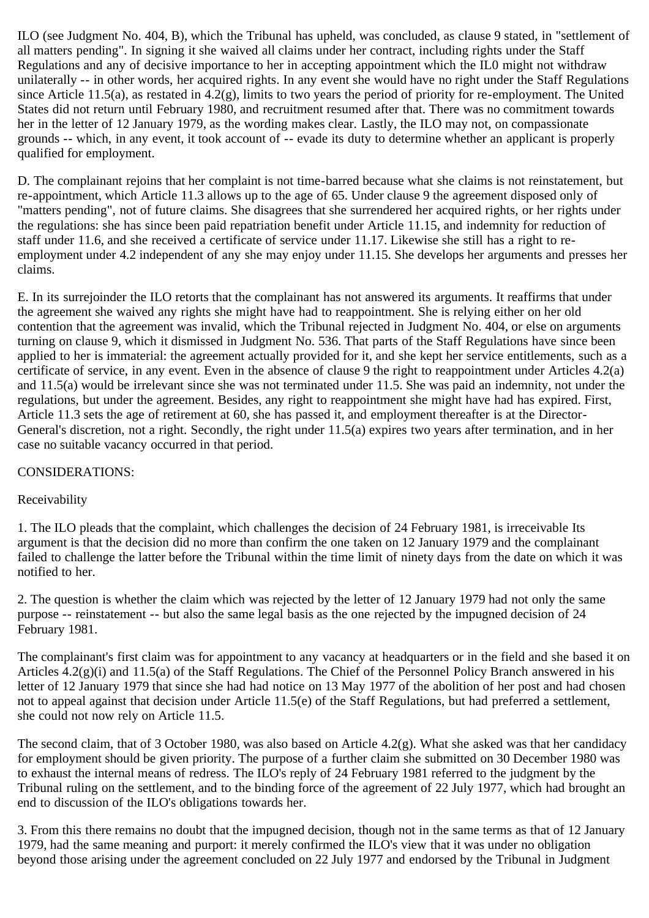ILO (see Judgment No. 404, B), which the Tribunal has upheld, was concluded, as clause 9 stated, in "settlement of all matters pending". In signing it she waived all claims under her contract, including rights under the Staff Regulations and any of decisive importance to her in accepting appointment which the IL0 might not withdraw unilaterally -- in other words, her acquired rights. In any event she would have no right under the Staff Regulations since Article 11.5(a), as restated in 4.2(g), limits to two years the period of priority for re-employment. The United States did not return until February 1980, and recruitment resumed after that. There was no commitment towards her in the letter of 12 January 1979, as the wording makes clear. Lastly, the ILO may not, on compassionate grounds -- which, in any event, it took account of -- evade its duty to determine whether an applicant is properly qualified for employment.

D. The complainant rejoins that her complaint is not time-barred because what she claims is not reinstatement, but re-appointment, which Article 11.3 allows up to the age of 65. Under clause 9 the agreement disposed only of "matters pending", not of future claims. She disagrees that she surrendered her acquired rights, or her rights under the regulations: she has since been paid repatriation benefit under Article 11.15, and indemnity for reduction of staff under 11.6, and she received a certificate of service under 11.17. Likewise she still has a right to re-employment under 4.2 independent of any she may enjoy under 11.15. She develops her arguments and presses her claims.

E. In its surrejoinder the ILO retorts that the complainant has not answered its arguments. It reaffirms that under the agreement she waived any rights she might have had to reappointment. She is relying either on her old contention that the agreement was invalid, which the Tribunal rejected in Judgment No. 404, or else on arguments turning on clause 9, which it dismissed in Judgment No. 536. That parts of the Staff Regulations have since been applied to her is immaterial: the agreement actually provided for it, and she kept her service entitlements, such as a certificate of service, in any event. Even in the absence of clause 9 the right to reappointment under Articles 4.2(a) and 11.5(a) would be irrelevant since she was not terminated under 11.5. She was paid an indemnity, not under the regulations, but under the agreement. Besides, any right to reappointment she might have had has expired. First, Article 11.3 sets the age of retirement at 60, she has passed it, and employment thereafter is at the Director-General's discretion, not a right. Secondly, the right under 11.5(a) expires two years after termination, and in her case no suitable vacancy occurred in that period.

CONSIDERATIONS:

Receivability

1. The ILO pleads that the complaint, which challenges the decision of 24 February 1981, is irreceivable Its argument is that the decision did no more than confirm the one taken on 12 January 1979 and the complainant failed to challenge the latter before the Tribunal within the time limit of ninety days from the date on which it was notified to her.

2. The question is whether the claim which was rejected by the letter of 12 January 1979 had not only the same purpose -- reinstatement -- but also the same legal basis as the one rejected by the impugned decision of 24 February 1981.

The complainant's first claim was for appointment to any vacancy at headquarters or in the field and she based it on Articles 4.2(g)(i) and 11.5(a) of the Staff Regulations. The Chief of the Personnel Policy Branch answered in his letter of 12 January 1979 that since she had had notice on 13 May 1977 of the abolition of her post and had chosen not to appeal against that decision under Article 11.5(e) of the Staff Regulations, but had preferred a settlement, she could not now rely on Article 11.5.

The second claim, that of 3 October 1980, was also based on Article 4.2(g). What she asked was that her candidacy for employment should be given priority. The purpose of a further claim she submitted on 30 December 1980 was to exhaust the internal means of redress. The ILO's reply of 24 February 1981 referred to the judgment by the Tribunal ruling on the settlement, and to the binding force of the agreement of 22 July 1977, which had brought an end to discussion of the ILO's obligations towards her.

3. From this there remains no doubt that the impugned decision, though not in the same terms as that of 12 January 1979, had the same meaning and purport: it merely confirmed the ILO's view that it was under no obligation beyond those arising under the agreement concluded on 22 July 1977 and endorsed by the Tribunal in Judgment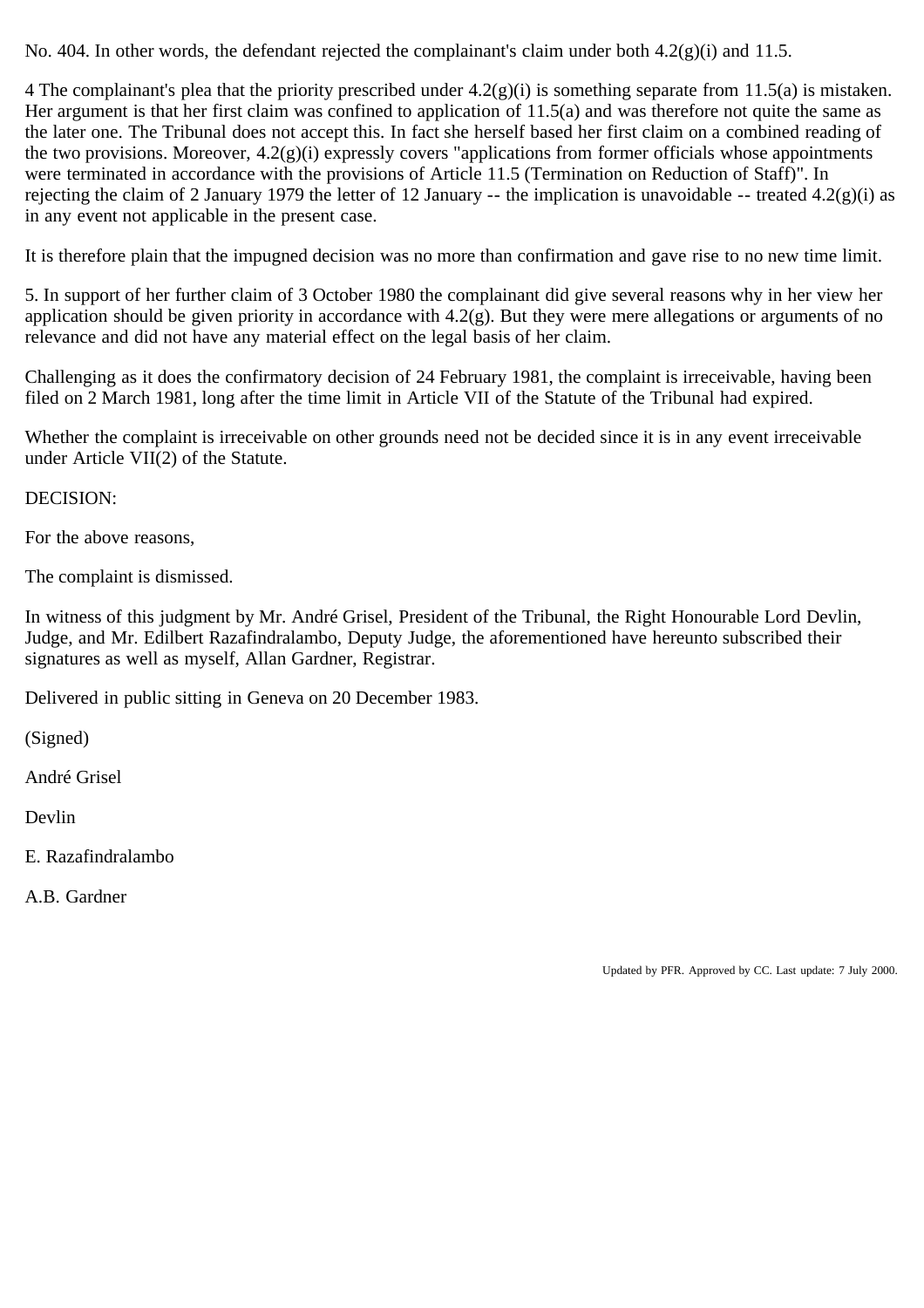No. 404. In other words, the defendant rejected the complainant's claim under both 4.2(g)(i) and 11.5.

4 The complainant's plea that the priority prescribed under 4.2(g)(i) is something separate from 11.5(a) is mistaken. Her argument is that her first claim was confined to application of 11.5(a) and was therefore not quite the same as the later one. The Tribunal does not accept this. In fact she herself based her first claim on a combined reading of the two provisions. Moreover, 4.2(g)(i) expressly covers "applications from former officials whose appointments were terminated in accordance with the provisions of Article 11.5 (Termination on Reduction of Staff)". In rejecting the claim of 2 January 1979 the letter of 12 January -- the implication is unavoidable -- treated 4.2(g)(i) as in any event not applicable in the present case.

It is therefore plain that the impugned decision was no more than confirmation and gave rise to no new time limit.

5. In support of her further claim of 3 October 1980 the complainant did give several reasons why in her view her application should be given priority in accordance with 4.2(g). But they were mere allegations or arguments of no relevance and did not have any material effect on the legal basis of her claim.

Challenging as it does the confirmatory decision of 24 February 1981, the complaint is irreceivable, having been filed on 2 March 1981, long after the time limit in Article VII of the Statute of the Tribunal had expired.

Whether the complaint is irreceivable on other grounds need not be decided since it is in any event irreceivable under Article VII(2) of the Statute.

DECISION:

For the above reasons,

The complaint is dismissed.

In witness of this judgment by Mr. André Grisel, President of the Tribunal, the Right Honourable Lord Devlin, Judge, and Mr. Edilbert Razafindralambo, Deputy Judge, the aforementioned have hereunto subscribed their signatures as well as myself, Allan Gardner, Registrar.

Delivered in public sitting in Geneva on 20 December 1983.

(Signed)

André Grisel

Devlin

E. Razafindralambo

A.B. Gardner

Updated by PFR. Approved by CC. Last update: 7 July 2000.